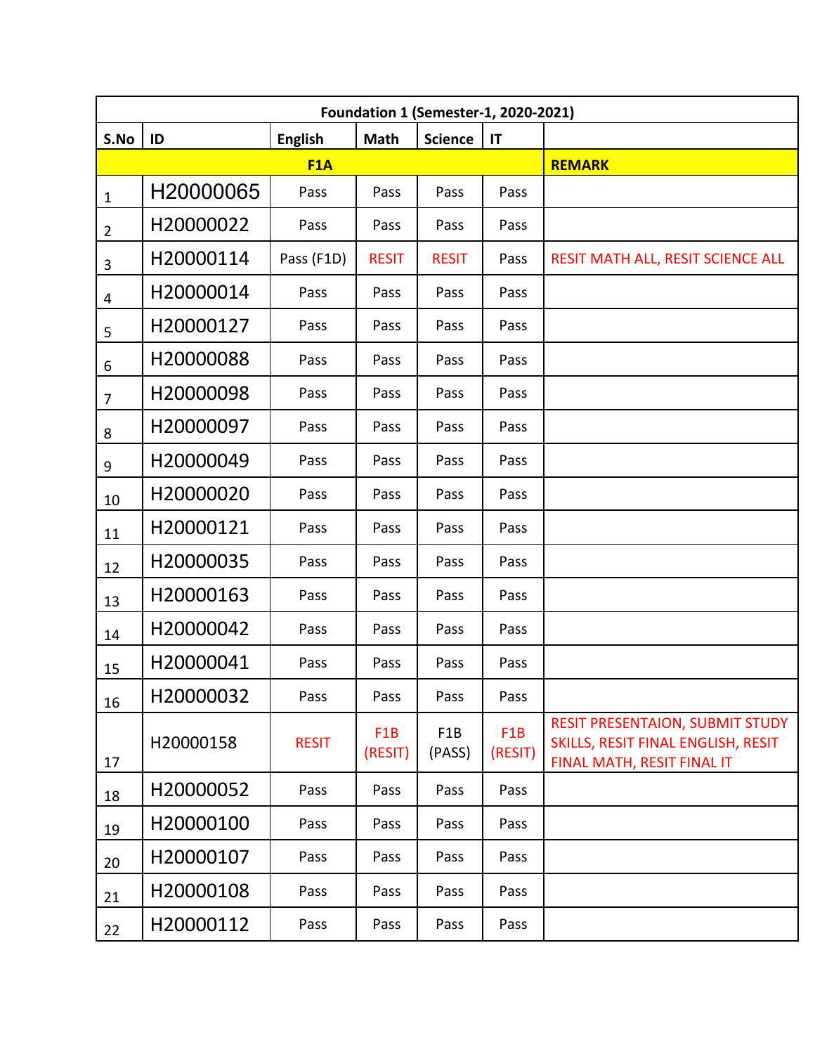| Foundation 1 (Semester-1, 2020-2021) | | | | | | |
|---|---|---|---|---|---|---|
| **S.No** | **ID** | **English** | **Math** | **Science** | **IT** | |
| **F1A** | | | | | | **REMARK** |
| 1 | H20000065 | Pass | Pass | Pass | Pass | |
| 2 | H20000022 | Pass | Pass | Pass | Pass | |
| 3 | H20000114 | Pass (F1D) | RESIT | RESIT | Pass | RESIT MATH ALL, RESIT SCIENCE ALL |
| 4 | H20000014 | Pass | Pass | Pass | Pass | |
| 5 | H20000127 | Pass | Pass | Pass | Pass | |
| 6 | H20000088 | Pass | Pass | Pass | Pass | |
| 7 | H20000098 | Pass | Pass | Pass | Pass | |
| 8 | H20000097 | Pass | Pass | Pass | Pass | |
| 9 | H20000049 | Pass | Pass | Pass | Pass | |
| 10 | H20000020 | Pass | Pass | Pass | Pass | |
| 11 | H20000121 | Pass | Pass | Pass | Pass | |
| 12 | H20000035 | Pass | Pass | Pass | Pass | |
| 13 | H20000163 | Pass | Pass | Pass | Pass | |
| 14 | H20000042 | Pass | Pass | Pass | Pass | |
| 15 | H20000041 | Pass | Pass | Pass | Pass | |
| 16 | H20000032 | Pass | Pass | Pass | Pass | |
| 17 | H20000158 | RESIT | F1B (RESIT) | F1B (PASS) | F1B (RESIT) | RESIT PRESENTAION, SUBMIT STUDY SKILLS, RESIT FINAL ENGLISH, RESIT FINAL MATH, RESIT FINAL IT |
| 18 | H20000052 | Pass | Pass | Pass | Pass | |
| 19 | H20000100 | Pass | Pass | Pass | Pass | |
| 20 | H20000107 | Pass | Pass | Pass | Pass | |
| 21 | H20000108 | Pass | Pass | Pass | Pass | |
| 22 | H20000112 | Pass | Pass | Pass | Pass | |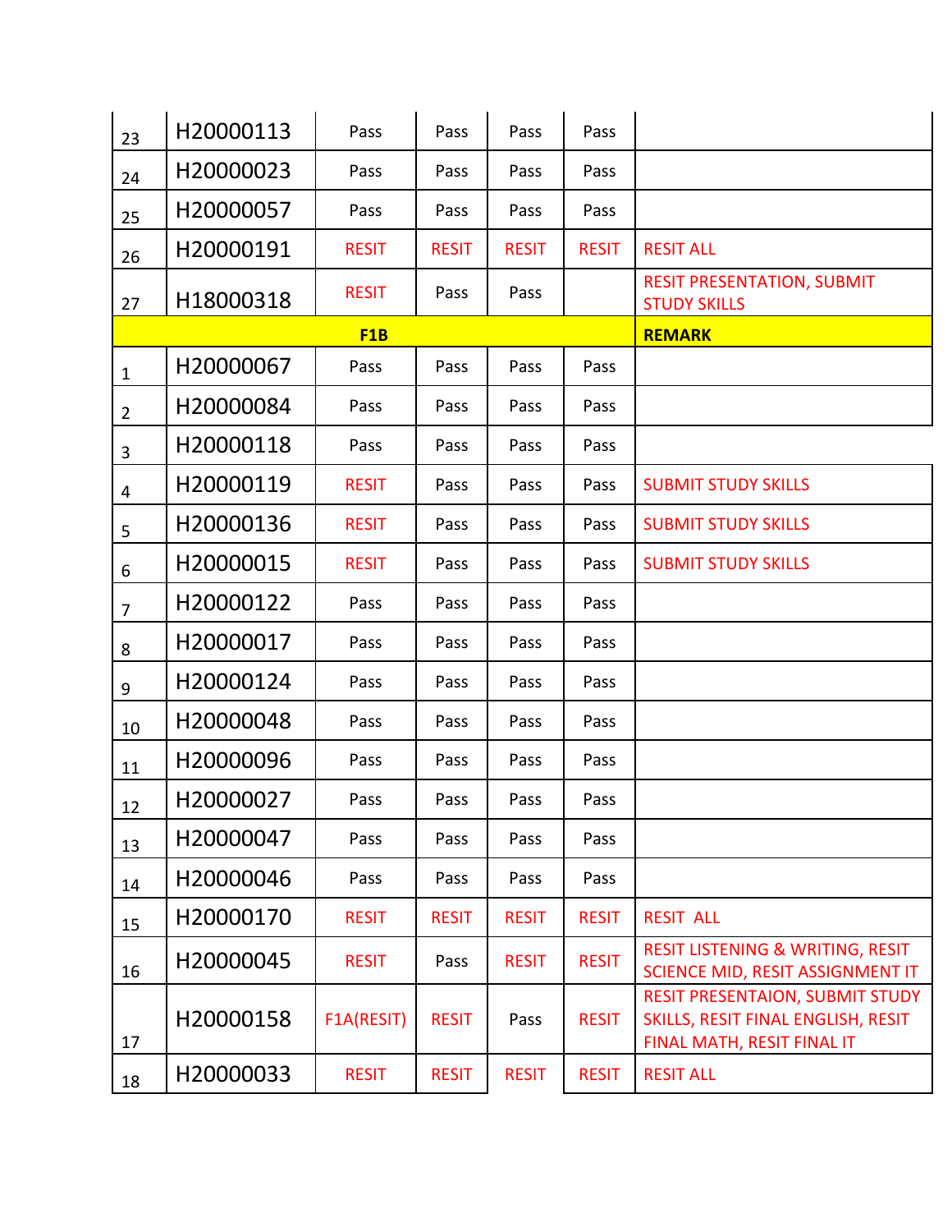| | | | | | | |
|---|---|---|---|---|---|---|
| 23 | H20000113 | Pass | Pass | Pass | Pass | |
| 24 | H20000023 | Pass | Pass | Pass | Pass | |
| 25 | H20000057 | Pass | Pass | Pass | Pass | |
| 26 | H20000191 | RESIT | RESIT | RESIT | RESIT | RESIT ALL |
| 27 | H18000318 | RESIT | Pass | Pass | | RESIT PRESENTATION, SUBMIT STUDY SKILLS |
| | | **F1B** | | | | **REMARK** |
| 1 | H20000067 | Pass | Pass | Pass | Pass | |
| 2 | H20000084 | Pass | Pass | Pass | Pass | |
| 3 | H20000118 | Pass | Pass | Pass | Pass | |
| 4 | H20000119 | RESIT | Pass | Pass | Pass | SUBMIT STUDY SKILLS |
| 5 | H20000136 | RESIT | Pass | Pass | Pass | SUBMIT STUDY SKILLS |
| 6 | H20000015 | RESIT | Pass | Pass | Pass | SUBMIT STUDY SKILLS |
| 7 | H20000122 | Pass | Pass | Pass | Pass | |
| 8 | H20000017 | Pass | Pass | Pass | Pass | |
| 9 | H20000124 | Pass | Pass | Pass | Pass | |
| 10 | H20000048 | Pass | Pass | Pass | Pass | |
| 11 | H20000096 | Pass | Pass | Pass | Pass | |
| 12 | H20000027 | Pass | Pass | Pass | Pass | |
| 13 | H20000047 | Pass | Pass | Pass | Pass | |
| 14 | H20000046 | Pass | Pass | Pass | Pass | |
| 15 | H20000170 | RESIT | RESIT | RESIT | RESIT | RESIT ALL |
| 16 | H20000045 | RESIT | Pass | RESIT | RESIT | RESIT LISTENING & WRITING, RESIT SCIENCE MID, RESIT ASSIGNMENT IT |
| 17 | H20000158 | F1A(RESIT) | RESIT | Pass | RESIT | RESIT PRESENTAION, SUBMIT STUDY SKILLS, RESIT FINAL ENGLISH, RESIT FINAL MATH, RESIT FINAL IT |
| 18 | H20000033 | RESIT | RESIT | RESIT | RESIT | RESIT ALL |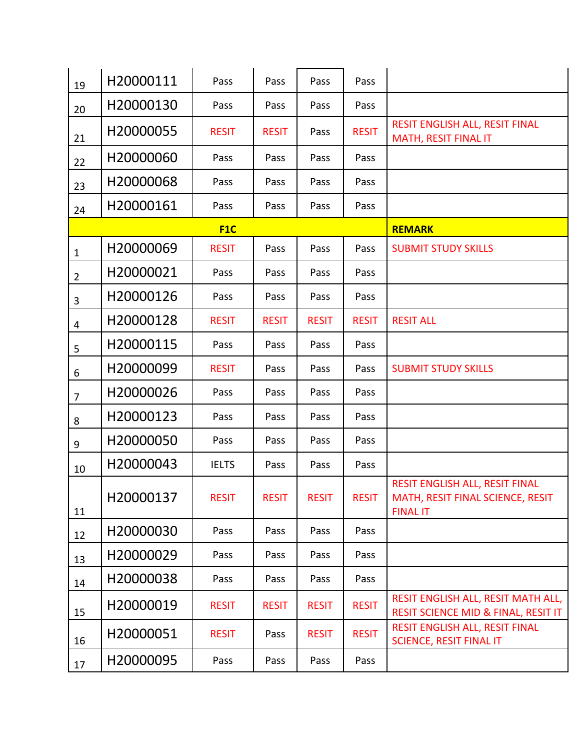| | | | | | | |
|---|---|---|---|---|---|---|
| 19 | H20000111 | Pass | Pass | Pass | Pass | |
| 20 | H20000130 | Pass | Pass | Pass | Pass | |
| 21 | H20000055 | RESIT | RESIT | Pass | RESIT | RESIT ENGLISH ALL, RESIT FINAL MATH, RESIT FINAL IT |
| 22 | H20000060 | Pass | Pass | Pass | Pass | |
| 23 | H20000068 | Pass | Pass | Pass | Pass | |
| 24 | H20000161 | Pass | Pass | Pass | Pass | |
| **F1C** | | | | | | **REMARK** |
| 1 | H20000069 | RESIT | Pass | Pass | Pass | SUBMIT STUDY SKILLS |
| 2 | H20000021 | Pass | Pass | Pass | Pass | |
| 3 | H20000126 | Pass | Pass | Pass | Pass | |
| 4 | H20000128 | RESIT | RESIT | RESIT | RESIT | RESIT ALL |
| 5 | H20000115 | Pass | Pass | Pass | Pass | |
| 6 | H20000099 | RESIT | Pass | Pass | Pass | SUBMIT STUDY SKILLS |
| 7 | H20000026 | Pass | Pass | Pass | Pass | |
| 8 | H20000123 | Pass | Pass | Pass | Pass | |
| 9 | H20000050 | Pass | Pass | Pass | Pass | |
| 10 | H20000043 | IELTS | Pass | Pass | Pass | |
| 11 | H20000137 | RESIT | RESIT | RESIT | RESIT | RESIT ENGLISH ALL, RESIT FINAL MATH, RESIT FINAL SCIENCE, RESIT FINAL IT |
| 12 | H20000030 | Pass | Pass | Pass | Pass | |
| 13 | H20000029 | Pass | Pass | Pass | Pass | |
| 14 | H20000038 | Pass | Pass | Pass | Pass | |
| 15 | H20000019 | RESIT | RESIT | RESIT | RESIT | RESIT ENGLISH ALL, RESIT MATH ALL, RESIT SCIENCE MID & FINAL, RESIT IT |
| 16 | H20000051 | RESIT | Pass | RESIT | RESIT | RESIT ENGLISH ALL, RESIT FINAL SCIENCE, RESIT FINAL IT |
| 17 | H20000095 | Pass | Pass | Pass | Pass | |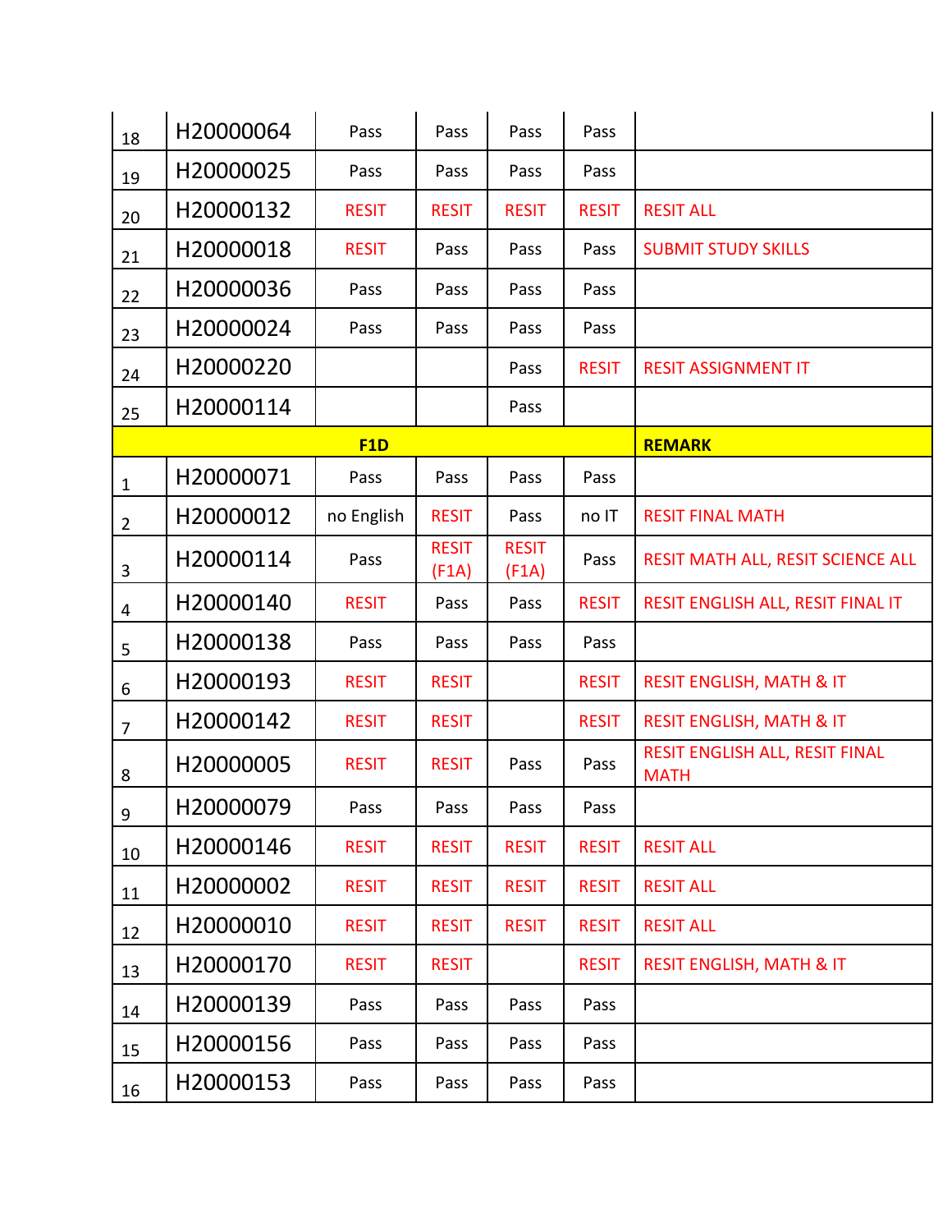| | | | | | | |
|---|---|---|---|---|---|---|
| 18 | H20000064 | Pass | Pass | Pass | Pass | |
| 19 | H20000025 | Pass | Pass | Pass | Pass | |
| 20 | H20000132 | RESIT | RESIT | RESIT | RESIT | RESIT ALL |
| 21 | H20000018 | RESIT | Pass | Pass | Pass | SUBMIT STUDY SKILLS |
| 22 | H20000036 | Pass | Pass | Pass | Pass | |
| 23 | H20000024 | Pass | Pass | Pass | Pass | |
| 24 | H20000220 | | | Pass | RESIT | RESIT ASSIGNMENT IT |
| 25 | H20000114 | | | Pass | | |
| **F1D** | | | | | | **REMARK** |
| 1 | H20000071 | Pass | Pass | Pass | Pass | |
| 2 | H20000012 | no English | RESIT | Pass | no IT | RESIT FINAL MATH |
| 3 | H20000114 | Pass | RESIT (F1A) | RESIT (F1A) | Pass | RESIT MATH ALL, RESIT SCIENCE ALL |
| 4 | H20000140 | RESIT | Pass | Pass | RESIT | RESIT ENGLISH ALL, RESIT FINAL IT |
| 5 | H20000138 | Pass | Pass | Pass | Pass | |
| 6 | H20000193 | RESIT | RESIT | | RESIT | RESIT ENGLISH, MATH & IT |
| 7 | H20000142 | RESIT | RESIT | | RESIT | RESIT ENGLISH, MATH & IT |
| 8 | H20000005 | RESIT | RESIT | Pass | Pass | RESIT ENGLISH ALL, RESIT FINAL MATH |
| 9 | H20000079 | Pass | Pass | Pass | Pass | |
| 10 | H20000146 | RESIT | RESIT | RESIT | RESIT | RESIT ALL |
| 11 | H20000002 | RESIT | RESIT | RESIT | RESIT | RESIT ALL |
| 12 | H20000010 | RESIT | RESIT | RESIT | RESIT | RESIT ALL |
| 13 | H20000170 | RESIT | RESIT | | RESIT | RESIT ENGLISH, MATH & IT |
| 14 | H20000139 | Pass | Pass | Pass | Pass | |
| 15 | H20000156 | Pass | Pass | Pass | Pass | |
| 16 | H20000153 | Pass | Pass | Pass | Pass | |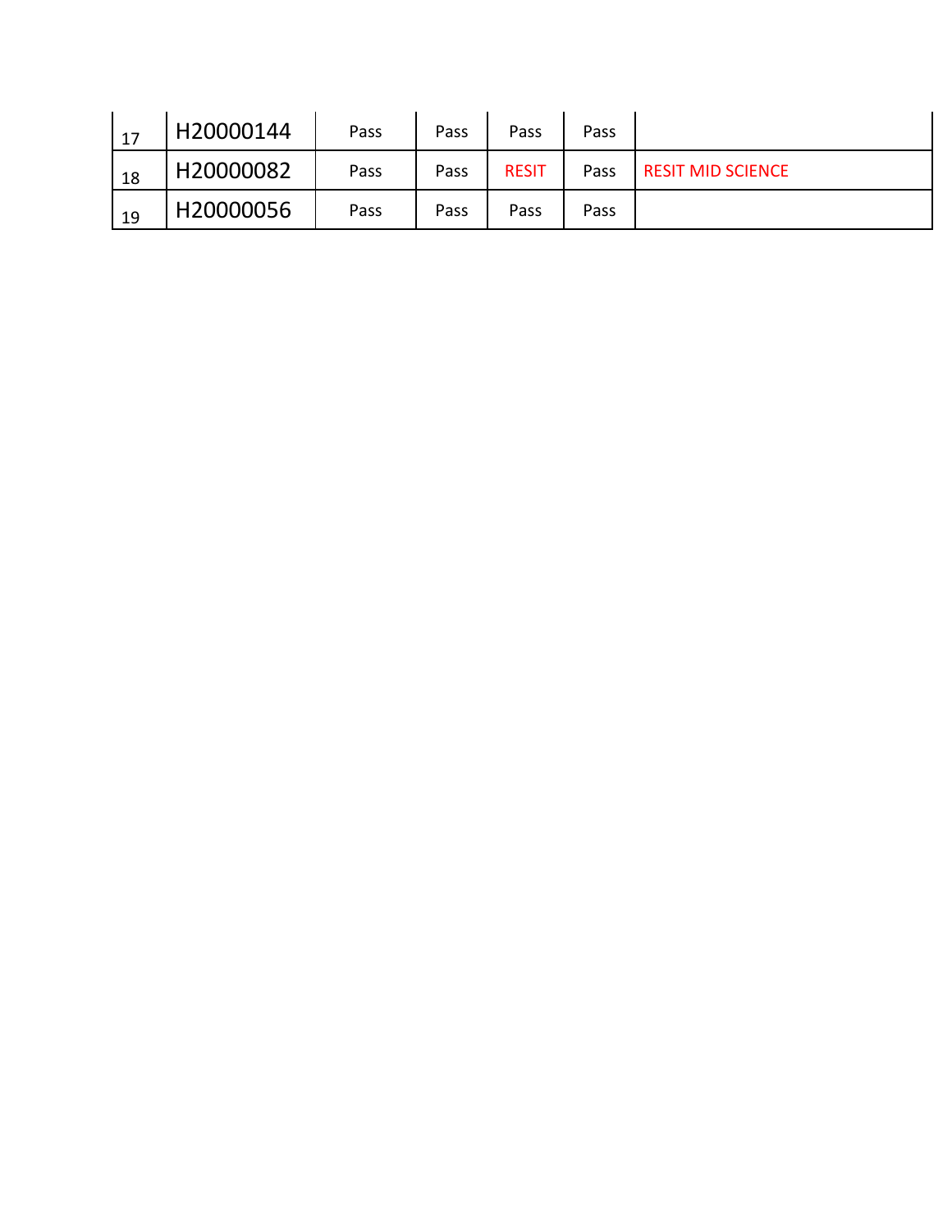| | | | | | | |
|---|---|---|---|---|---|---|
| 17 | H20000144 | Pass | Pass | Pass | Pass | |
| 18 | H20000082 | Pass | Pass | RESIT | Pass | RESIT MID SCIENCE |
| 19 | H20000056 | Pass | Pass | Pass | Pass | |